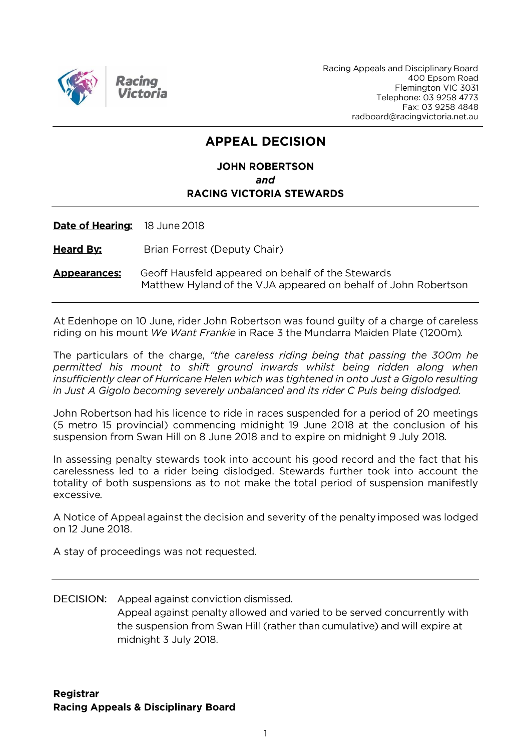Racing Appeals and Disciplinary Board
400 Epsom Road
Flemington VIC 3031
Telephone: 03 9258 4773
Fax: 03 9258 4848
radboard@racingvictoria.net.au

# APPEAL DECISION

**JOHN ROBERTSON**
***and***
**RACING VICTORIA STEWARDS**

**Date of Hearing:** 18 June 2018

**Heard By:** Brian Forrest (Deputy Chair)

**Appearances:** Geoff Hausfeld appeared on behalf of the Stewards
Matthew Hyland of the VJA appeared on behalf of John Robertson

At Edenhope on 10 June, rider John Robertson was found guilty of a charge of careless riding on his mount *We Want Frankie* in Race 3 the Mundarra Maiden Plate (1200m).

The particulars of the charge, *"the careless riding being that passing the 300m he permitted his mount to shift ground inwards whilst being ridden along when insufficiently clear of Hurricane Helen which was tightened in onto Just a Gigolo resulting in Just A Gigolo becoming severely unbalanced and its rider C Puls being dislodged.*

John Robertson had his licence to ride in races suspended for a period of 20 meetings (5 metro 15 provincial) commencing midnight 19 June 2018 at the conclusion of his suspension from Swan Hill on 8 June 2018 and to expire on midnight 9 July 2018.

In assessing penalty stewards took into account his good record and the fact that his carelessness led to a rider being dislodged. Stewards further took into account the totality of both suspensions as to not make the total period of suspension manifestly excessive.

A Notice of Appeal against the decision and severity of the penalty imposed was lodged on 12 June 2018.

A stay of proceedings was not requested.

---

DECISION: Appeal against conviction dismissed.
Appeal against penalty allowed and varied to be served concurrently with the suspension from Swan Hill (rather than cumulative) and will expire at midnight 3 July 2018.

**Registrar**
**Racing Appeals & Disciplinary Board**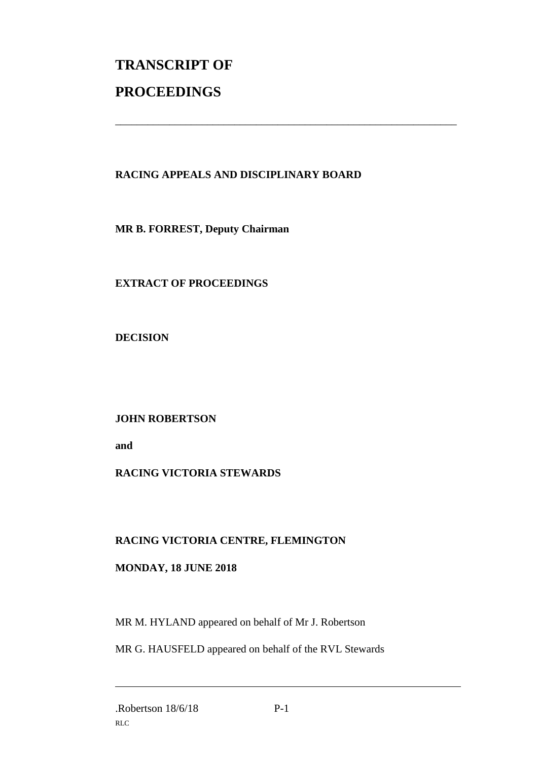# TRANSCRIPT OF PROCEEDINGS

---

**RACING APPEALS AND DISCIPLINARY BOARD**

**MR B. FORREST, Deputy Chairman**

**EXTRACT OF PROCEEDINGS**

**DECISION**

**JOHN ROBERTSON**

**and**

**RACING VICTORIA STEWARDS**

**RACING VICTORIA CENTRE, FLEMINGTON**

**MONDAY, 18 JUNE 2018**

MR M. HYLAND appeared on behalf of Mr J. Robertson

MR G. HAUSFELD appeared on behalf of the RVL Stewards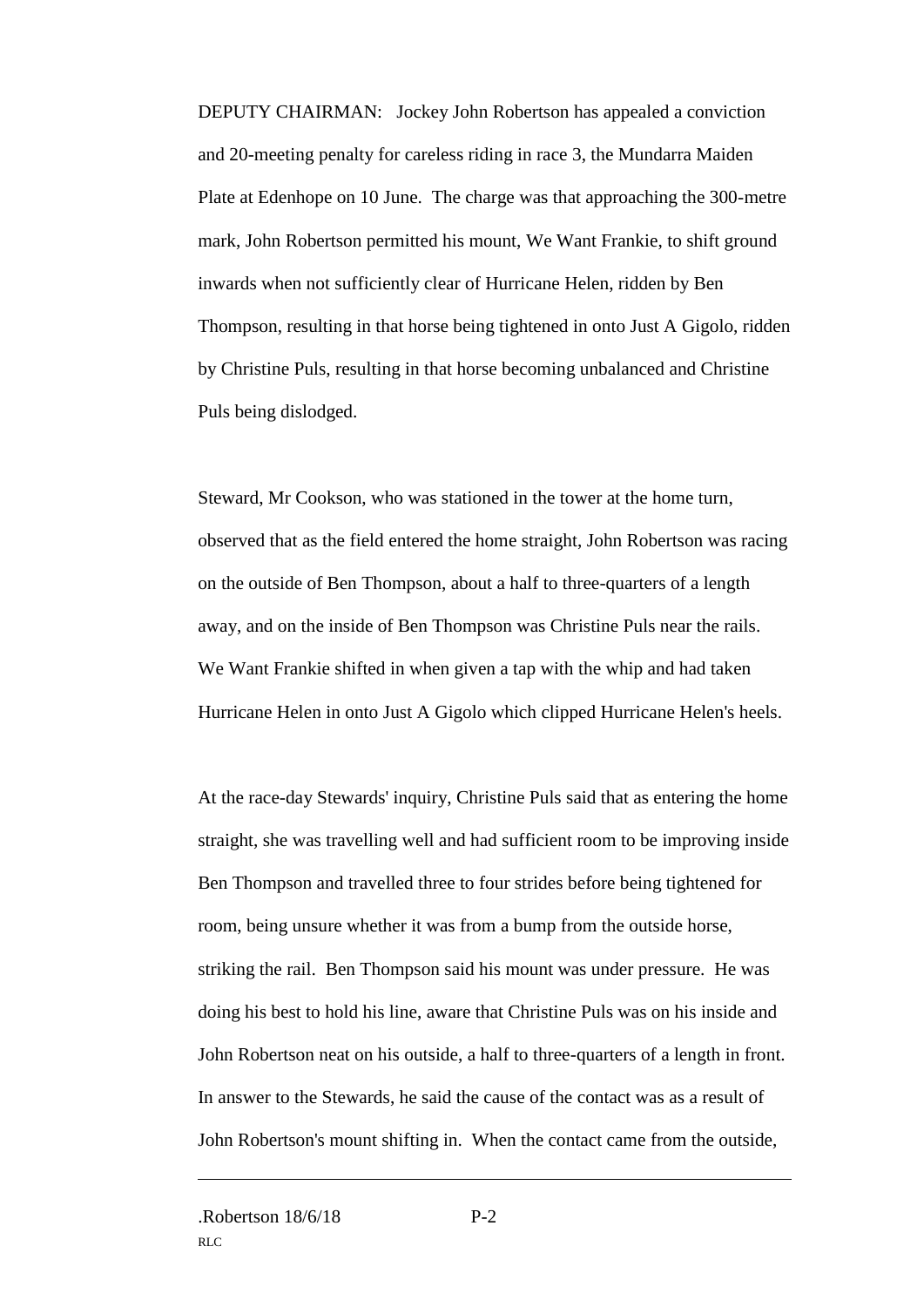DEPUTY CHAIRMAN: Jockey John Robertson has appealed a conviction and 20-meeting penalty for careless riding in race 3, the Mundarra Maiden Plate at Edenhope on 10 June. The charge was that approaching the 300-metre mark, John Robertson permitted his mount, We Want Frankie, to shift ground inwards when not sufficiently clear of Hurricane Helen, ridden by Ben Thompson, resulting in that horse being tightened in onto Just A Gigolo, ridden by Christine Puls, resulting in that horse becoming unbalanced and Christine Puls being dislodged.

Steward, Mr Cookson, who was stationed in the tower at the home turn, observed that as the field entered the home straight, John Robertson was racing on the outside of Ben Thompson, about a half to three-quarters of a length away, and on the inside of Ben Thompson was Christine Puls near the rails. We Want Frankie shifted in when given a tap with the whip and had taken Hurricane Helen in onto Just A Gigolo which clipped Hurricane Helen's heels.

At the race-day Stewards' inquiry, Christine Puls said that as entering the home straight, she was travelling well and had sufficient room to be improving inside Ben Thompson and travelled three to four strides before being tightened for room, being unsure whether it was from a bump from the outside horse, striking the rail. Ben Thompson said his mount was under pressure. He was doing his best to hold his line, aware that Christine Puls was on his inside and John Robertson neat on his outside, a half to three-quarters of a length in front. In answer to the Stewards, he said the cause of the contact was as a result of John Robertson's mount shifting in. When the contact came from the outside,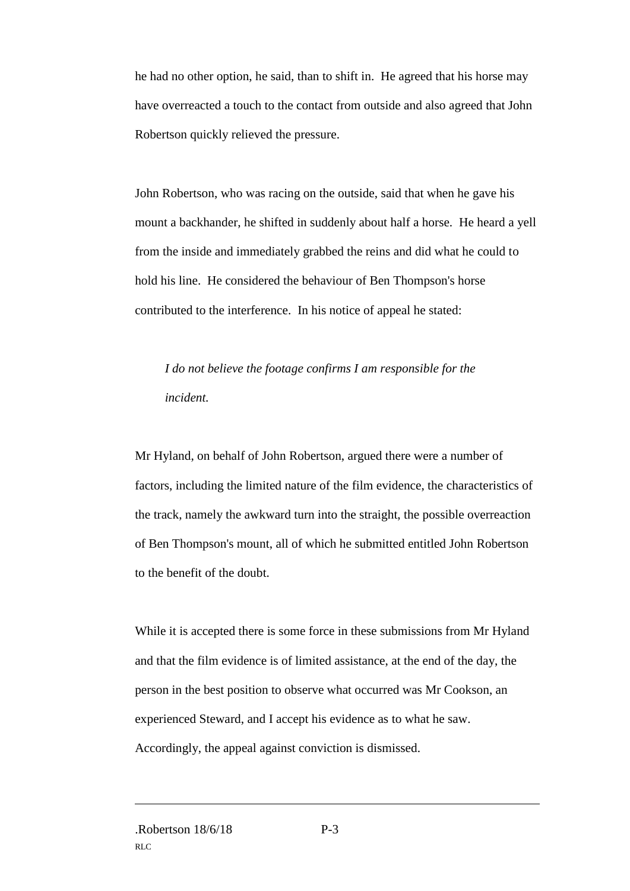he had no other option, he said, than to shift in. He agreed that his horse may have overreacted a touch to the contact from outside and also agreed that John Robertson quickly relieved the pressure.

John Robertson, who was racing on the outside, said that when he gave his mount a backhander, he shifted in suddenly about half a horse. He heard a yell from the inside and immediately grabbed the reins and did what he could to hold his line. He considered the behaviour of Ben Thompson's horse contributed to the interference. In his notice of appeal he stated:

> *I do not believe the footage confirms I am responsible for the incident.*

Mr Hyland, on behalf of John Robertson, argued there were a number of factors, including the limited nature of the film evidence, the characteristics of the track, namely the awkward turn into the straight, the possible overreaction of Ben Thompson's mount, all of which he submitted entitled John Robertson to the benefit of the doubt.

While it is accepted there is some force in these submissions from Mr Hyland and that the film evidence is of limited assistance, at the end of the day, the person in the best position to observe what occurred was Mr Cookson, an experienced Steward, and I accept his evidence as to what he saw. Accordingly, the appeal against conviction is dismissed.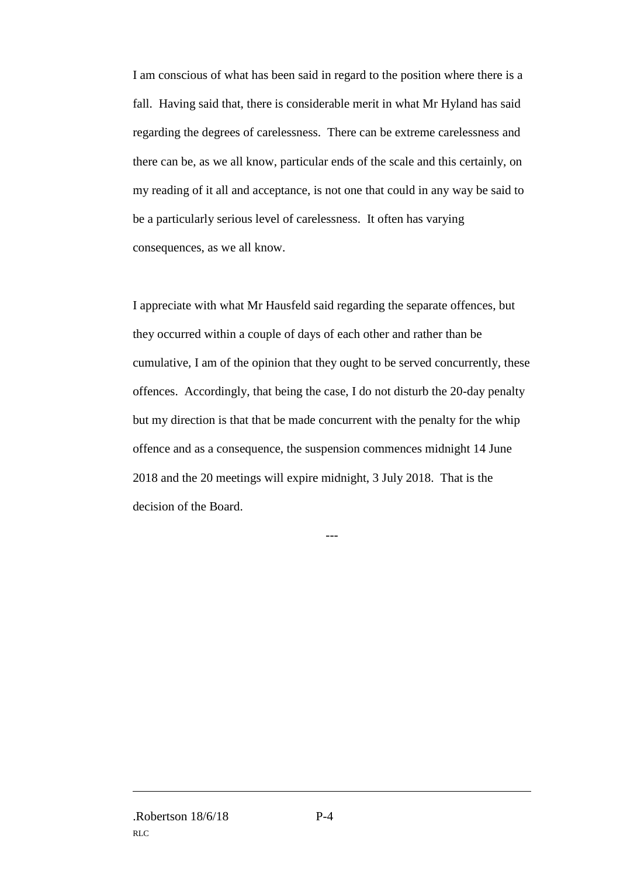I am conscious of what has been said in regard to the position where there is a fall. Having said that, there is considerable merit in what Mr Hyland has said regarding the degrees of carelessness. There can be extreme carelessness and there can be, as we all know, particular ends of the scale and this certainly, on my reading of it all and acceptance, is not one that could in any way be said to be a particularly serious level of carelessness. It often has varying consequences, as we all know.

I appreciate with what Mr Hausfeld said regarding the separate offences, but they occurred within a couple of days of each other and rather than be cumulative, I am of the opinion that they ought to be served concurrently, these offences. Accordingly, that being the case, I do not disturb the 20-day penalty but my direction is that that be made concurrent with the penalty for the whip offence and as a consequence, the suspension commences midnight 14 June 2018 and the 20 meetings will expire midnight, 3 July 2018. That is the decision of the Board.

---